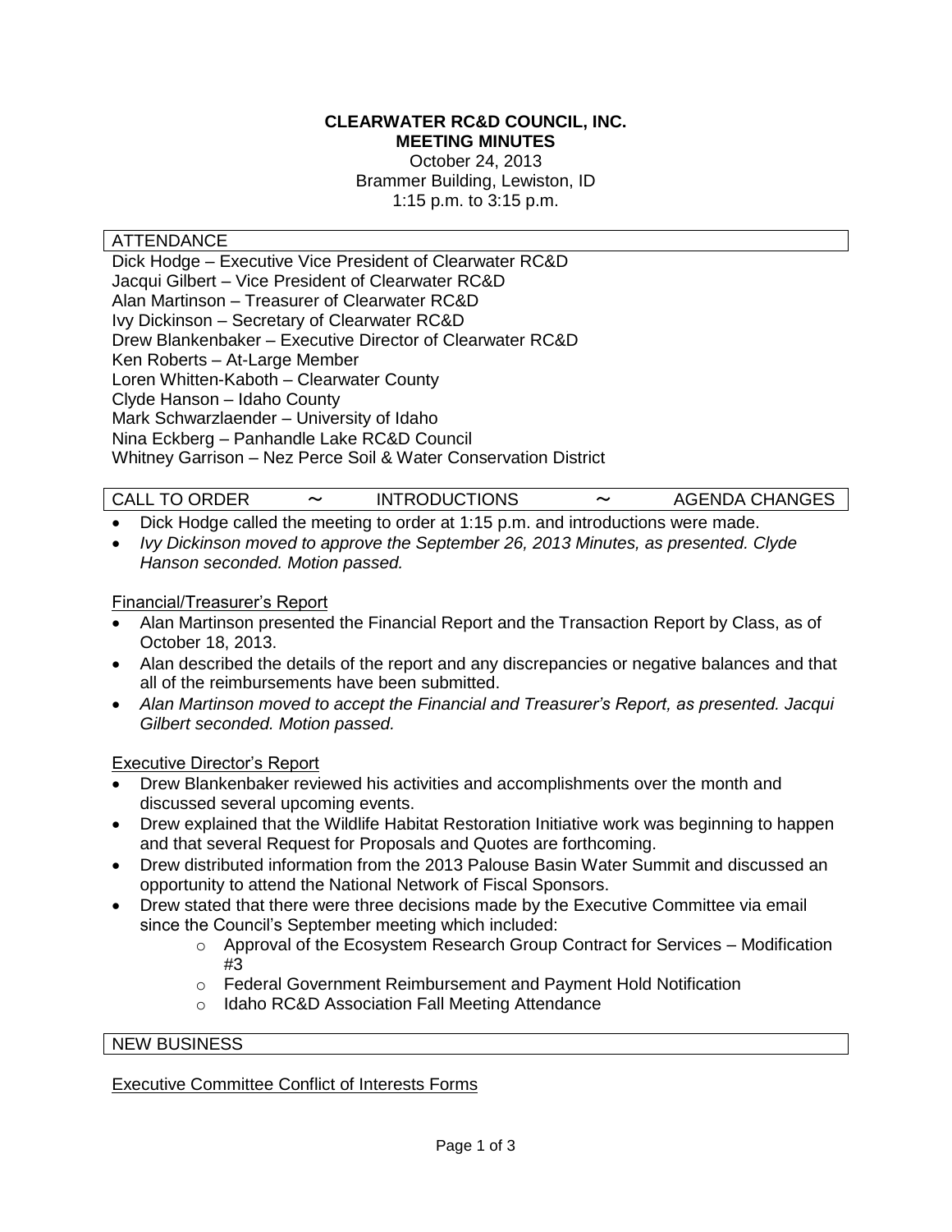**CLEARWATER RC&D COUNCIL, INC.**
**MEETING MINUTES**

October 24, 2013
Brammer Building, Lewiston, ID
1:15 p.m. to 3:15 p.m.

## ATTENDANCE

Dick Hodge – Executive Vice President of Clearwater RC&D
Jacqui Gilbert – Vice President of Clearwater RC&D
Alan Martinson – Treasurer of Clearwater RC&D
Ivy Dickinson – Secretary of Clearwater RC&D
Drew Blankenbaker – Executive Director of Clearwater RC&D
Ken Roberts – At-Large Member
Loren Whitten-Kaboth – Clearwater County
Clyde Hanson – Idaho County
Mark Schwarzlaender – University of Idaho
Nina Eckberg – Panhandle Lake RC&D Council
Whitney Garrison – Nez Perce Soil & Water Conservation District

## CALL TO ORDER ~ INTRODUCTIONS ~ AGENDA CHANGES

- Dick Hodge called the meeting to order at 1:15 p.m. and introductions were made.
- *Ivy Dickinson moved to approve the September 26, 2013 Minutes, as presented. Clyde Hanson seconded. Motion passed.*

### Financial/Treasurer's Report

- Alan Martinson presented the Financial Report and the Transaction Report by Class, as of October 18, 2013.
- Alan described the details of the report and any discrepancies or negative balances and that all of the reimbursements have been submitted.
- *Alan Martinson moved to accept the Financial and Treasurer's Report, as presented. Jacqui Gilbert seconded. Motion passed.*

### Executive Director's Report

- Drew Blankenbaker reviewed his activities and accomplishments over the month and discussed several upcoming events.
- Drew explained that the Wildlife Habitat Restoration Initiative work was beginning to happen and that several Request for Proposals and Quotes are forthcoming.
- Drew distributed information from the 2013 Palouse Basin Water Summit and discussed an opportunity to attend the National Network of Fiscal Sponsors.
- Drew stated that there were three decisions made by the Executive Committee via email since the Council's September meeting which included:
  - Approval of the Ecosystem Research Group Contract for Services – Modification #3
  - Federal Government Reimbursement and Payment Hold Notification
  - Idaho RC&D Association Fall Meeting Attendance

## NEW BUSINESS

### Executive Committee Conflict of Interests Forms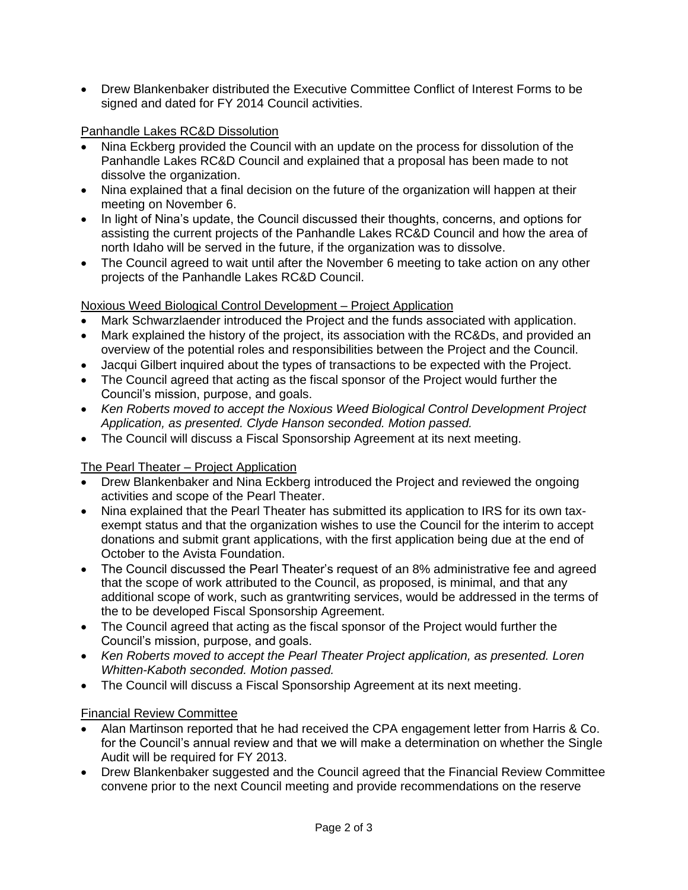- Drew Blankenbaker distributed the Executive Committee Conflict of Interest Forms to be signed and dated for FY 2014 Council activities.

Panhandle Lakes RC&D Dissolution

- Nina Eckberg provided the Council with an update on the process for dissolution of the Panhandle Lakes RC&D Council and explained that a proposal has been made to not dissolve the organization.
- Nina explained that a final decision on the future of the organization will happen at their meeting on November 6.
- In light of Nina's update, the Council discussed their thoughts, concerns, and options for assisting the current projects of the Panhandle Lakes RC&D Council and how the area of north Idaho will be served in the future, if the organization was to dissolve.
- The Council agreed to wait until after the November 6 meeting to take action on any other projects of the Panhandle Lakes RC&D Council.

Noxious Weed Biological Control Development – Project Application

- Mark Schwarzlaender introduced the Project and the funds associated with application.
- Mark explained the history of the project, its association with the RC&Ds, and provided an overview of the potential roles and responsibilities between the Project and the Council.
- Jacqui Gilbert inquired about the types of transactions to be expected with the Project.
- The Council agreed that acting as the fiscal sponsor of the Project would further the Council's mission, purpose, and goals.
- *Ken Roberts moved to accept the Noxious Weed Biological Control Development Project Application, as presented. Clyde Hanson seconded. Motion passed.*
- The Council will discuss a Fiscal Sponsorship Agreement at its next meeting.

The Pearl Theater – Project Application

- Drew Blankenbaker and Nina Eckberg introduced the Project and reviewed the ongoing activities and scope of the Pearl Theater.
- Nina explained that the Pearl Theater has submitted its application to IRS for its own tax-exempt status and that the organization wishes to use the Council for the interim to accept donations and submit grant applications, with the first application being due at the end of October to the Avista Foundation.
- The Council discussed the Pearl Theater's request of an 8% administrative fee and agreed that the scope of work attributed to the Council, as proposed, is minimal, and that any additional scope of work, such as grantwriting services, would be addressed in the terms of the to be developed Fiscal Sponsorship Agreement.
- The Council agreed that acting as the fiscal sponsor of the Project would further the Council's mission, purpose, and goals.
- *Ken Roberts moved to accept the Pearl Theater Project application, as presented. Loren Whitten-Kaboth seconded. Motion passed.*
- The Council will discuss a Fiscal Sponsorship Agreement at its next meeting.

Financial Review Committee

- Alan Martinson reported that he had received the CPA engagement letter from Harris & Co. for the Council's annual review and that we will make a determination on whether the Single Audit will be required for FY 2013.
- Drew Blankenbaker suggested and the Council agreed that the Financial Review Committee convene prior to the next Council meeting and provide recommendations on the reserve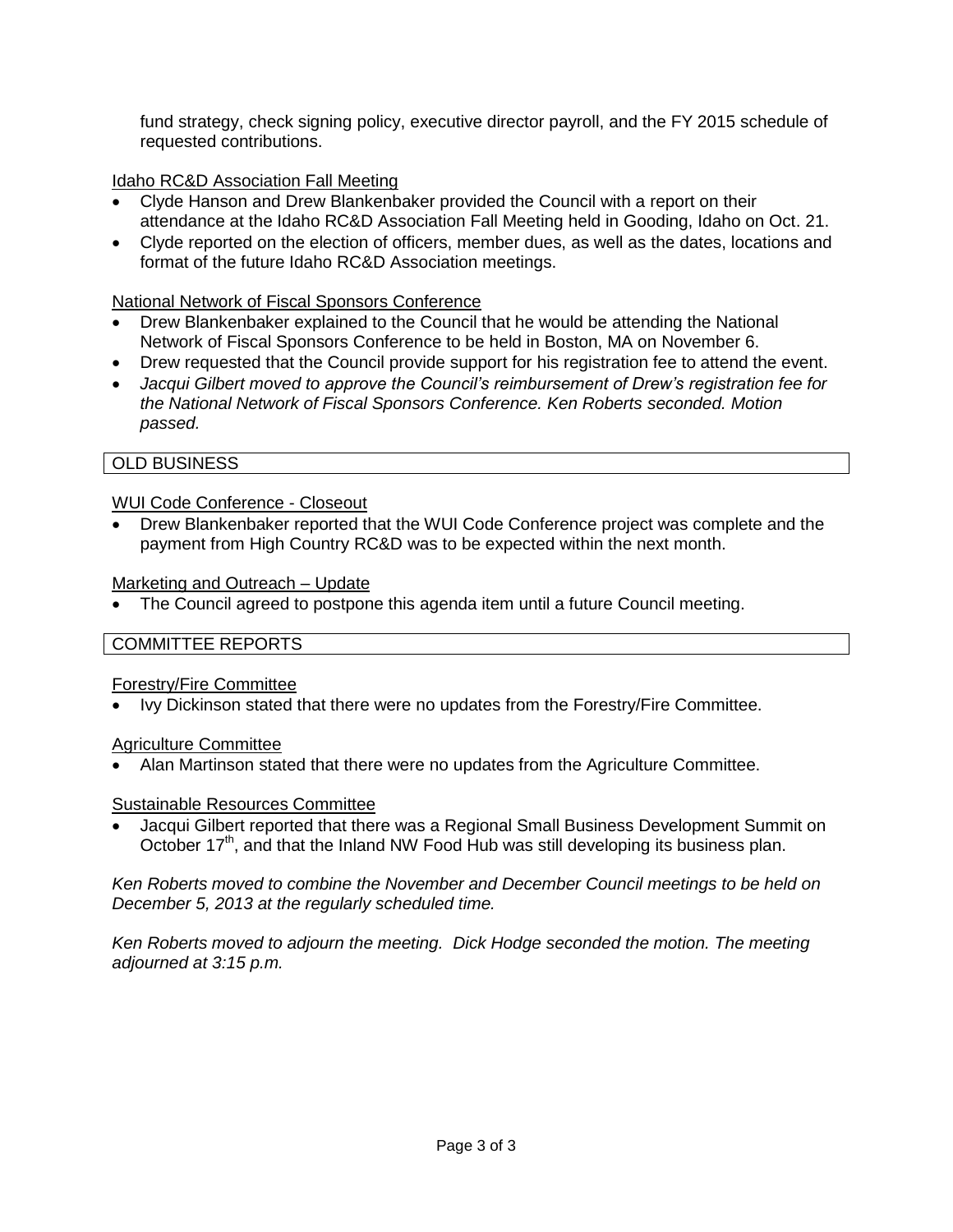fund strategy, check signing policy, executive director payroll, and the FY 2015 schedule of requested contributions.

Idaho RC&D Association Fall Meeting

- Clyde Hanson and Drew Blankenbaker provided the Council with a report on their attendance at the Idaho RC&D Association Fall Meeting held in Gooding, Idaho on Oct. 21.
- Clyde reported on the election of officers, member dues, as well as the dates, locations and format of the future Idaho RC&D Association meetings.

National Network of Fiscal Sponsors Conference

- Drew Blankenbaker explained to the Council that he would be attending the National Network of Fiscal Sponsors Conference to be held in Boston, MA on November 6.
- Drew requested that the Council provide support for his registration fee to attend the event.
- *Jacqui Gilbert moved to approve the Council's reimbursement of Drew's registration fee for the National Network of Fiscal Sponsors Conference. Ken Roberts seconded. Motion passed.*

## OLD BUSINESS

WUI Code Conference - Closeout

- Drew Blankenbaker reported that the WUI Code Conference project was complete and the payment from High Country RC&D was to be expected within the next month.

Marketing and Outreach – Update

- The Council agreed to postpone this agenda item until a future Council meeting.

## COMMITTEE REPORTS

Forestry/Fire Committee

- Ivy Dickinson stated that there were no updates from the Forestry/Fire Committee.

Agriculture Committee

- Alan Martinson stated that there were no updates from the Agriculture Committee.

Sustainable Resources Committee

- Jacqui Gilbert reported that there was a Regional Small Business Development Summit on October 17th, and that the Inland NW Food Hub was still developing its business plan.

*Ken Roberts moved to combine the November and December Council meetings to be held on December 5, 2013 at the regularly scheduled time.*

*Ken Roberts moved to adjourn the meeting. Dick Hodge seconded the motion. The meeting adjourned at 3:15 p.m.*